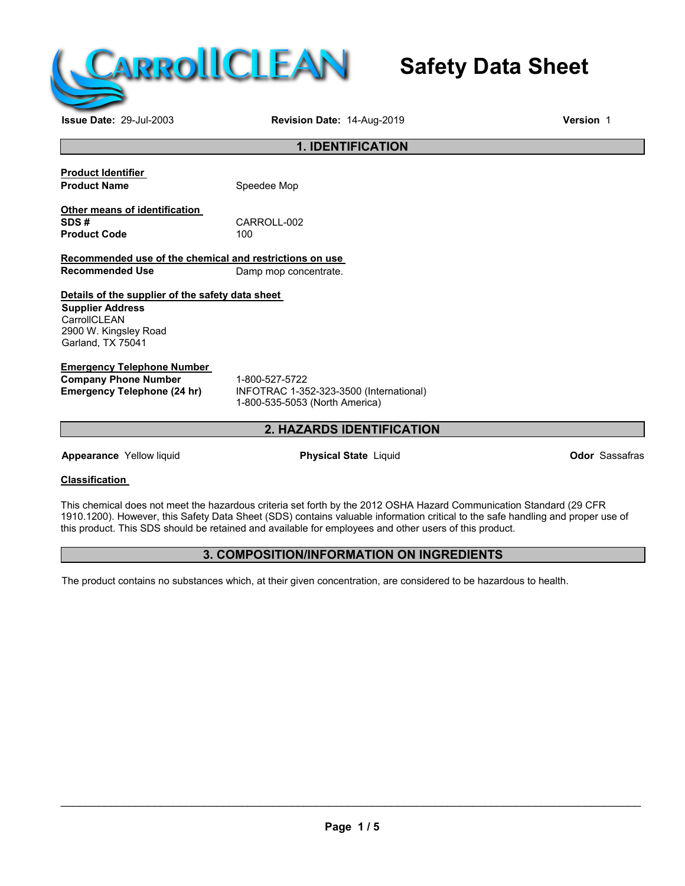# Safety Data Sheet

**Issue Date:** 29-Jul-2003 **Revision Date:** 14-Aug-2019 **Version** 1

## 1. IDENTIFICATION

**Product Identifier**

| | |
|---|---|
| **Product Name** | Speedee Mop |

**Other means of identification**

| | |
|---|---|
| **SDS #** | CARROLL-002 |
| **Product Code** | 100 |

**Recommended use of the chemical and restrictions on use**

| | |
|---|---|
| **Recommended Use** | Damp mop concentrate. |

**Details of the supplier of the safety data sheet**

**Supplier Address**
CarrollCLEAN
2900 W. Kingsley Road
Garland, TX 75041

**Emergency Telephone Number**

| | |
|---|---|
| **Company Phone Number** | 1-800-527-5722 |
| **Emergency Telephone (24 hr)** | INFOTRAC 1-352-323-3500 (International)<br>1-800-535-5053 (North America) |

## 2. HAZARDS IDENTIFICATION

**Appearance** Yellow liquid **Physical State** Liquid **Odor** Sassafras

**Classification**

This chemical does not meet the hazardous criteria set forth by the 2012 OSHA Hazard Communication Standard (29 CFR 1910.1200). However, this Safety Data Sheet (SDS) contains valuable information critical to the safe handling and proper use of this product. This SDS should be retained and available for employees and other users of this product.

## 3. COMPOSITION/INFORMATION ON INGREDIENTS

The product contains no substances which, at their given concentration, are considered to be hazardous to health.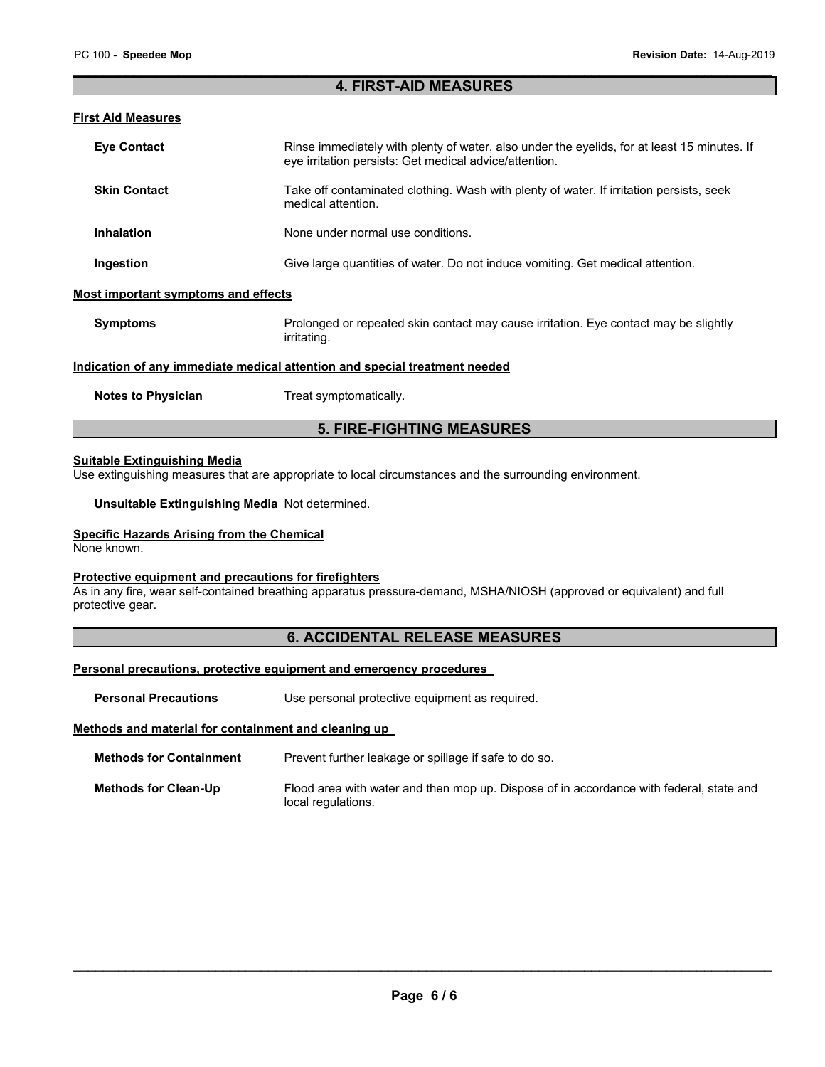## 4. FIRST-AID MEASURES

### First Aid Measures

**Eye Contact** Rinse immediately with plenty of water, also under the eyelids, for at least 15 minutes. If eye irritation persists: Get medical advice/attention.

**Skin Contact** Take off contaminated clothing. Wash with plenty of water. If irritation persists, seek medical attention.

**Inhalation** None under normal use conditions.

**Ingestion** Give large quantities of water. Do not induce vomiting. Get medical attention.

### Most important symptoms and effects

**Symptoms** Prolonged or repeated skin contact may cause irritation. Eye contact may be slightly irritating.

### Indication of any immediate medical attention and special treatment needed

**Notes to Physician** Treat symptomatically.

## 5. FIRE-FIGHTING MEASURES

### Suitable Extinguishing Media

Use extinguishing measures that are appropriate to local circumstances and the surrounding environment.

**Unsuitable Extinguishing Media** Not determined.

### Specific Hazards Arising from the Chemical

None known.

### Protective equipment and precautions for firefighters

As in any fire, wear self-contained breathing apparatus pressure-demand, MSHA/NIOSH (approved or equivalent) and full protective gear.

## 6. ACCIDENTAL RELEASE MEASURES

### Personal precautions, protective equipment and emergency procedures

**Personal Precautions** Use personal protective equipment as required.

### Methods and material for containment and cleaning up

**Methods for Containment** Prevent further leakage or spillage if safe to do so.

**Methods for Clean-Up** Flood area with water and then mop up. Dispose of in accordance with federal, state and local regulations.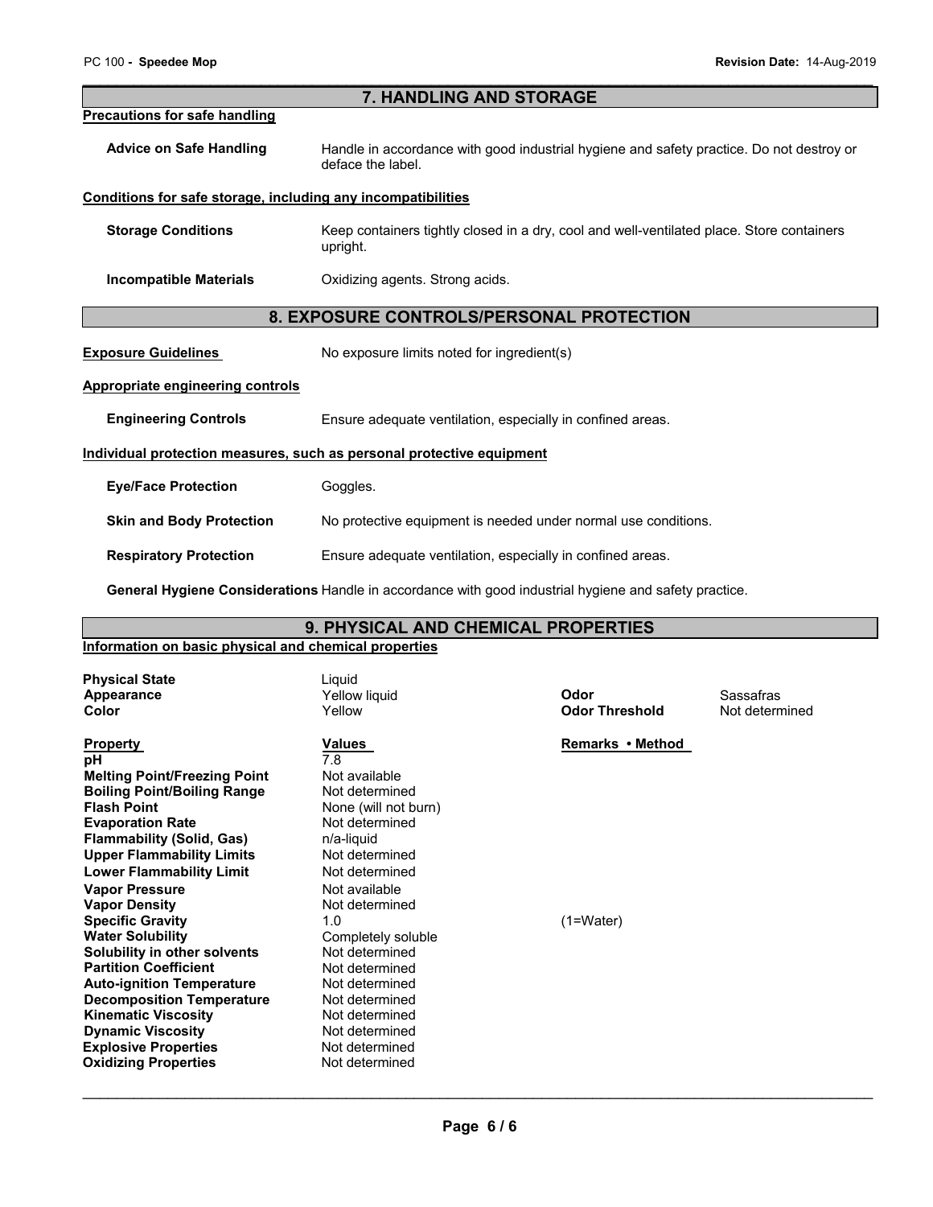## 7. HANDLING AND STORAGE

**Precautions for safe handling**

**Advice on Safe Handling** Handle in accordance with good industrial hygiene and safety practice. Do not destroy or deface the label.

**Conditions for safe storage, including any incompatibilities**

**Storage Conditions** Keep containers tightly closed in a dry, cool and well-ventilated place. Store containers upright.

**Incompatible Materials** Oxidizing agents. Strong acids.

## 8. EXPOSURE CONTROLS/PERSONAL PROTECTION

**Exposure Guidelines** No exposure limits noted for ingredient(s)

**Appropriate engineering controls**

**Engineering Controls** Ensure adequate ventilation, especially in confined areas.

**Individual protection measures, such as personal protective equipment**

**Eye/Face Protection** Goggles.

**Skin and Body Protection** No protective equipment is needed under normal use conditions.

**Respiratory Protection** Ensure adequate ventilation, especially in confined areas.

**General Hygiene Considerations** Handle in accordance with good industrial hygiene and safety practice.

## 9. PHYSICAL AND CHEMICAL PROPERTIES

**Information on basic physical and chemical properties**

| | | | |
|---|---|---|---|
| **Physical State** | Liquid | | |
| **Appearance** | Yellow liquid | **Odor** | Sassafras |
| **Color** | Yellow | **Odor Threshold** | Not determined |

| **Property** | **Values** | **Remarks • Method** |
|---|---|---|
| **pH** | 7.8 | |
| **Melting Point/Freezing Point** | Not available | |
| **Boiling Point/Boiling Range** | Not determined | |
| **Flash Point** | None (will not burn) | |
| **Evaporation Rate** | Not determined | |
| **Flammability (Solid, Gas)** | n/a-liquid | |
| **Upper Flammability Limits** | Not determined | |
| **Lower Flammability Limit** | Not determined | |
| **Vapor Pressure** | Not available | |
| **Vapor Density** | Not determined | |
| **Specific Gravity** | 1.0 | (1=Water) |
| **Water Solubility** | Completely soluble | |
| **Solubility in other solvents** | Not determined | |
| **Partition Coefficient** | Not determined | |
| **Auto-ignition Temperature** | Not determined | |
| **Decomposition Temperature** | Not determined | |
| **Kinematic Viscosity** | Not determined | |
| **Dynamic Viscosity** | Not determined | |
| **Explosive Properties** | Not determined | |
| **Oxidizing Properties** | Not determined | |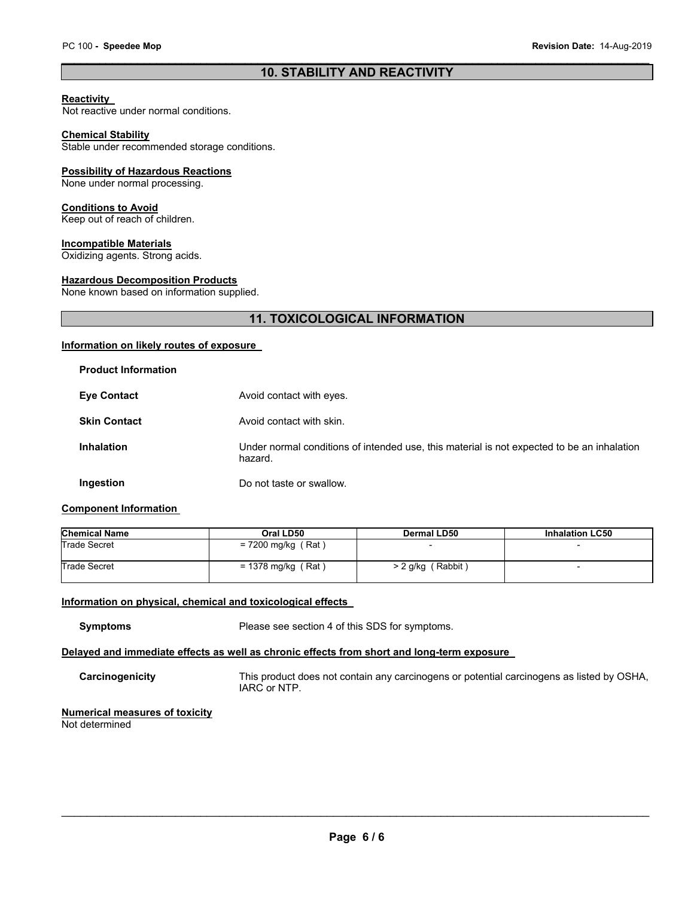## 10. STABILITY AND REACTIVITY

**Reactivity**
Not reactive under normal conditions.

**Chemical Stability**
Stable under recommended storage conditions.

**Possibility of Hazardous Reactions**
None under normal processing.

**Conditions to Avoid**
Keep out of reach of children.

**Incompatible Materials**
Oxidizing agents. Strong acids.

**Hazardous Decomposition Products**
None known based on information supplied.

## 11. TOXICOLOGICAL INFORMATION

**Information on likely routes of exposure**

**Product Information**

**Eye Contact** Avoid contact with eyes.

**Skin Contact** Avoid contact with skin.

**Inhalation** Under normal conditions of intended use, this material is not expected to be an inhalation hazard.

**Ingestion** Do not taste or swallow.

**Component Information**

| Chemical Name | Oral LD50 | Dermal LD50 | Inhalation LC50 |
|---|---|---|---|
| Trade Secret | = 7200 mg/kg ( Rat ) | - | - |
| Trade Secret | = 1378 mg/kg ( Rat ) | > 2 g/kg ( Rabbit ) | - |

**Information on physical, chemical and toxicological effects**

**Symptoms** Please see section 4 of this SDS for symptoms.

**Delayed and immediate effects as well as chronic effects from short and long-term exposure**

**Carcinogenicity** This product does not contain any carcinogens or potential carcinogens as listed by OSHA, IARC or NTP.

**Numerical measures of toxicity**
Not determined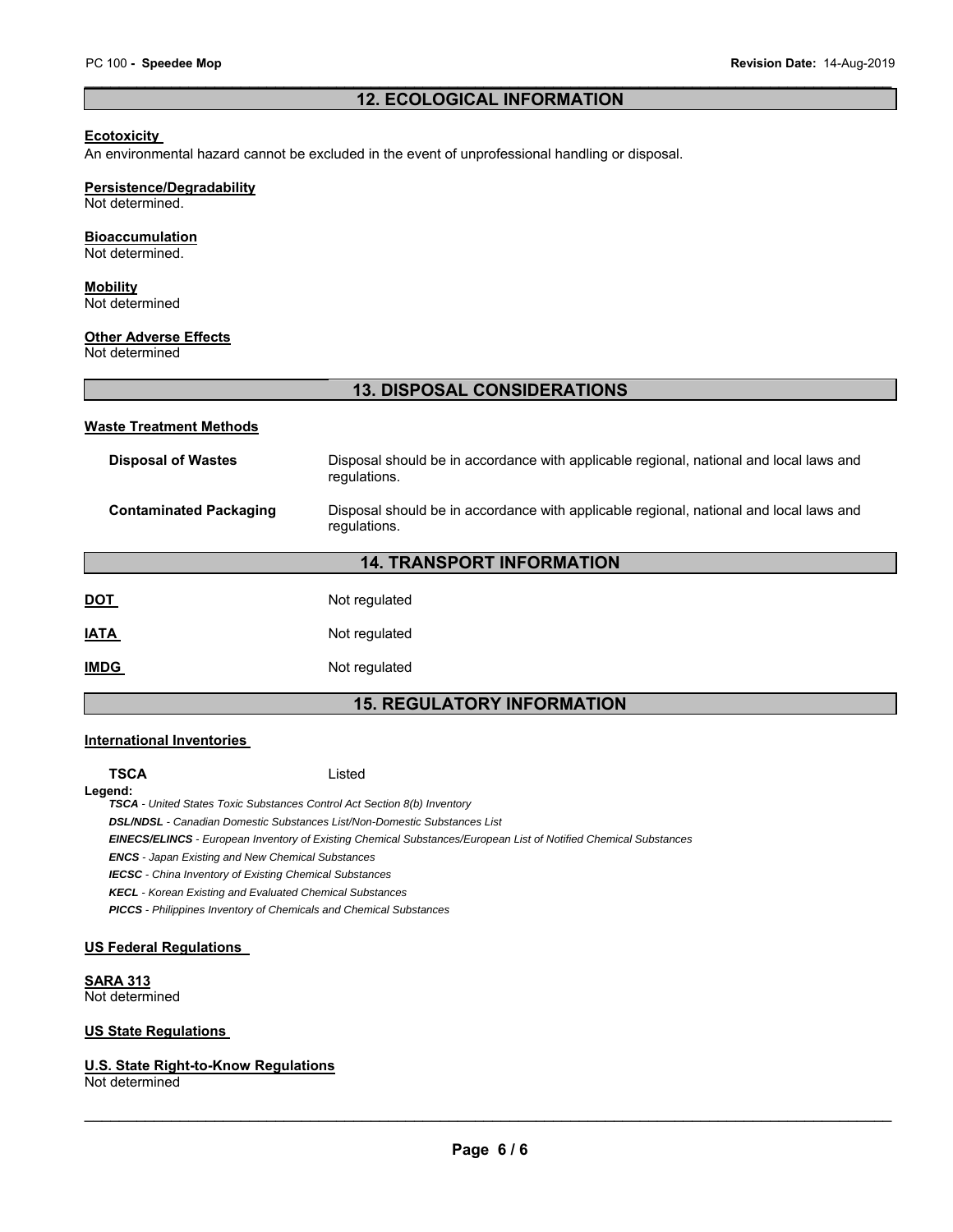## 12. ECOLOGICAL INFORMATION

**Ecotoxicity**

An environmental hazard cannot be excluded in the event of unprofessional handling or disposal.

**Persistence/Degradability**

Not determined.

**Bioaccumulation**

Not determined.

**Mobility**

Not determined

**Other Adverse Effects**

Not determined

## 13. DISPOSAL CONSIDERATIONS

**Waste Treatment Methods**

| | |
|---|---|
| **Disposal of Wastes** | Disposal should be in accordance with applicable regional, national and local laws and regulations. |
| **Contaminated Packaging** | Disposal should be in accordance with applicable regional, national and local laws and regulations. |

## 14. TRANSPORT INFORMATION

| | |
|---|---|
| **DOT** | Not regulated |
| **IATA** | Not regulated |
| **IMDG** | Not regulated |

## 15. REGULATORY INFORMATION

**International Inventories**

| | |
|---|---|
| **TSCA** | Listed |

**Legend:**

***TSCA*** *- United States Toxic Substances Control Act Section 8(b) Inventory*

***DSL/NDSL*** *- Canadian Domestic Substances List/Non-Domestic Substances List*

***EINECS/ELINCS*** *- European Inventory of Existing Chemical Substances/European List of Notified Chemical Substances*

***ENCS*** *- Japan Existing and New Chemical Substances*

***IECSC*** *- China Inventory of Existing Chemical Substances*

***KECL*** *- Korean Existing and Evaluated Chemical Substances*

***PICCS*** *- Philippines Inventory of Chemicals and Chemical Substances*

**US Federal Regulations**

**SARA 313**

Not determined

**US State Regulations**

**U.S. State Right-to-Know Regulations**

Not determined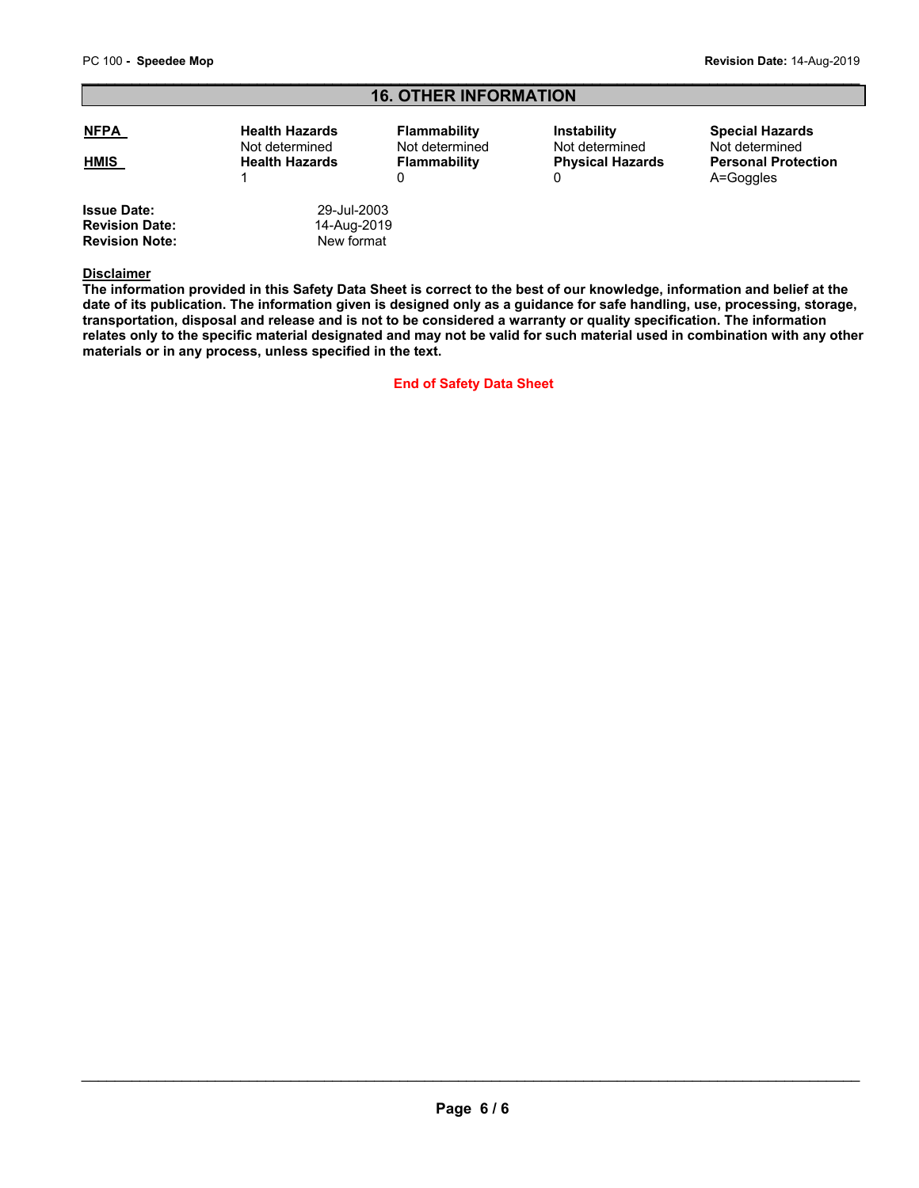## 16. OTHER INFORMATION

| | | | | |
|---|---|---|---|---|
| **NFPA** | **Health Hazards**<br>Not determined | **Flammability**<br>Not determined | **Instability**<br>Not determined | **Special Hazards**<br>Not determined |
| **HMIS** | **Health Hazards**<br>1 | **Flammability**<br>0 | **Physical Hazards**<br>0 | **Personal Protection**<br>A=Goggles |

| | |
|---|---|
| **Issue Date:** | 29-Jul-2003 |
| **Revision Date:** | 14-Aug-2019 |
| **Revision Note:** | New format |

**Disclaimer**

**The information provided in this Safety Data Sheet is correct to the best of our knowledge, information and belief at the date of its publication. The information given is designed only as a guidance for safe handling, use, processing, storage, transportation, disposal and release and is not to be considered a warranty or quality specification. The information relates only to the specific material designated and may not be valid for such material used in combination with any other materials or in any process, unless specified in the text.**

**End of Safety Data Sheet**